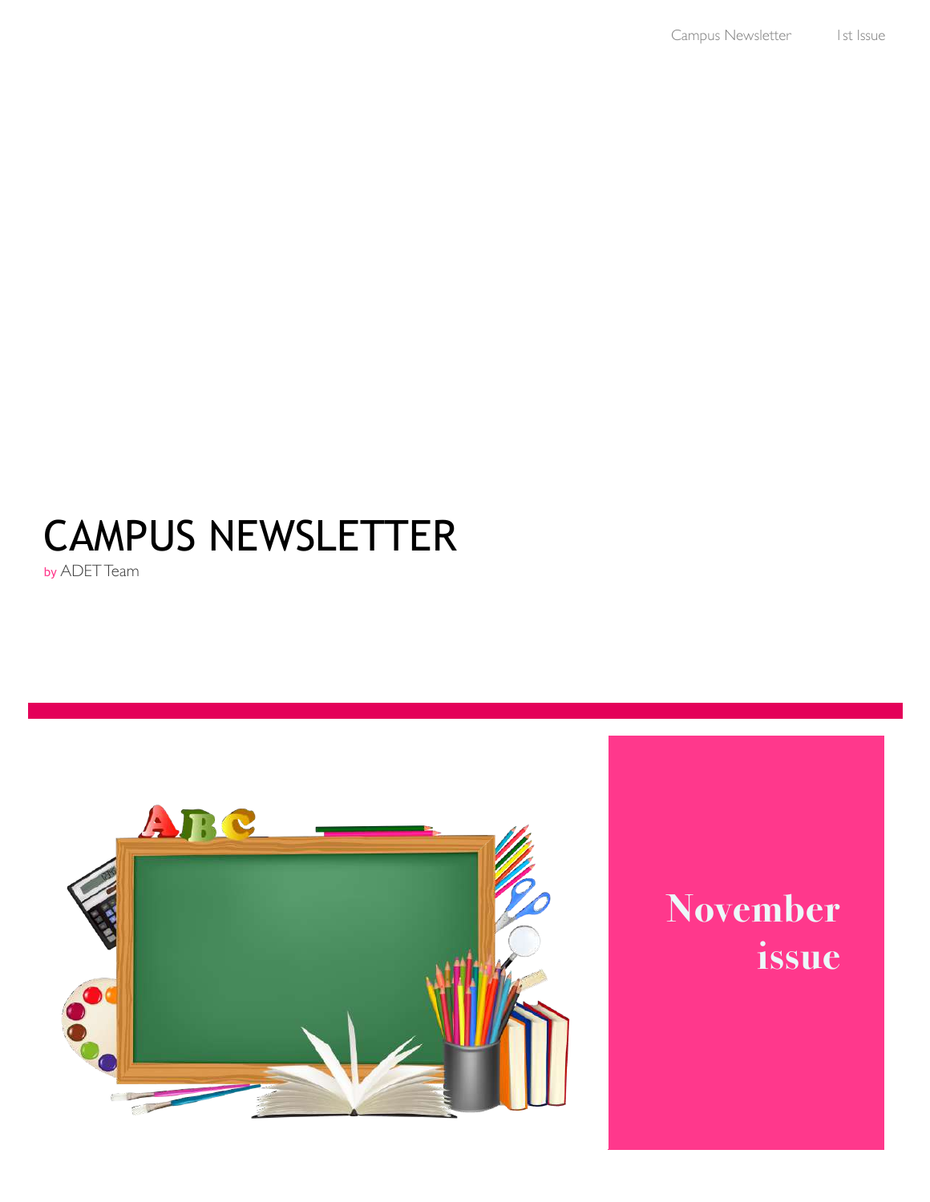# CAMPUS NEWSLETTER

by ADET Team

**November issue**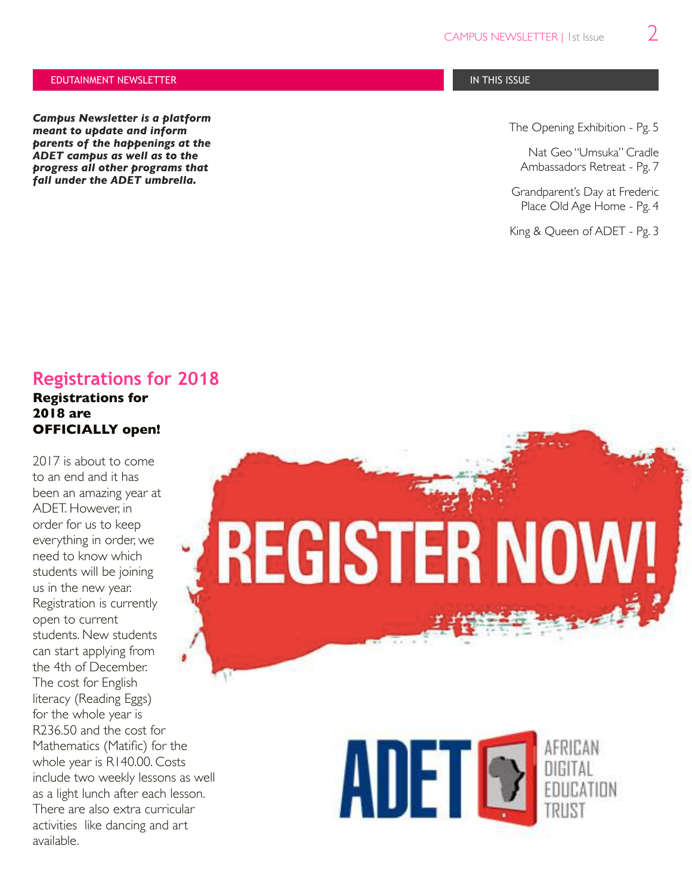EDUTAINMENT NEWSLETTER

***Campus Newsletter is a platform meant to update and inform parents of the happenings at the ADET campus as well as to the progress all other programs that fall under the ADET umbrella.***

IN THIS ISSUE

The Opening Exhibition - Pg. 5

Nat Geo "Umsuka" Cradle Ambassadors Retreat - Pg. 7

Grandparent's Day at Frederic Place Old Age Home - Pg. 4

King & Queen of ADET - Pg. 3

## Registrations for 2018

**Registrations for 2018 are OFFICIALLY open!**

2017 is about to come to an end and it has been an amazing year at ADET. However, in order for us to keep everything in order, we need to know which students will be joining us in the new year. Registration is currently open to current students. New students can start applying from the 4th of December. The cost for English literacy (Reading Eggs) for the whole year is R236.50 and the cost for Mathematics (Matific) for the whole year is R140.00. Costs include two weekly lessons as well as a light lunch after each lesson. There are also extra curricular activities like dancing and art available.

REGISTER NOW!

ADET AFRICAN DIGITAL EDUCATION TRUST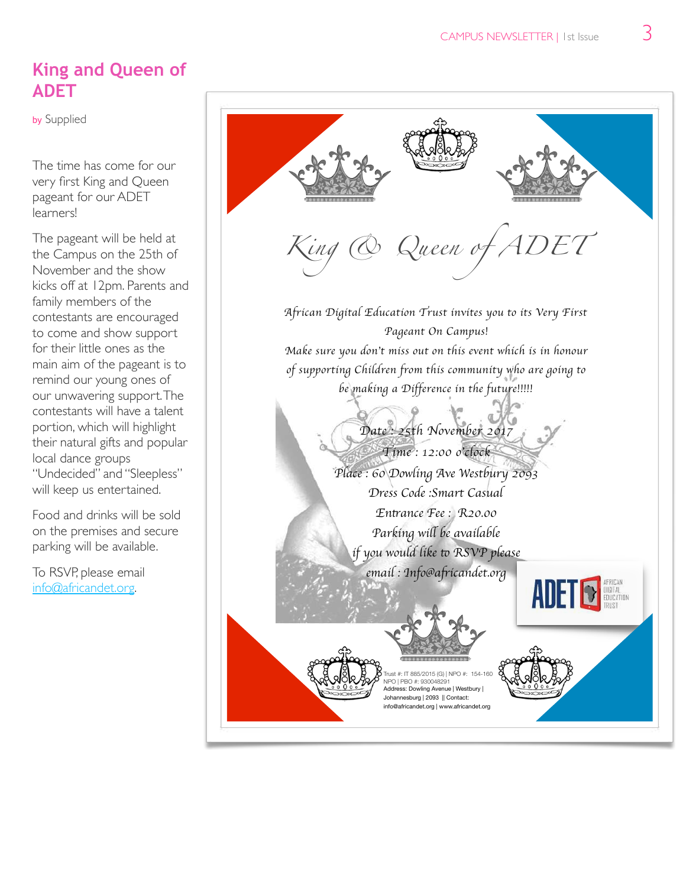# King and Queen of ADET

by Supplied

The time has come for our very first King and Queen pageant for our ADET learners!

The pageant will be held at the Campus on the 25th of November and the show kicks off at 12pm. Parents and family members of the contestants are encouraged to come and show support for their little ones as the main aim of the pageant is to remind our young ones of our unwavering support. The contestants will have a talent portion, which will highlight their natural gifts and popular local dance groups "Undecided" and "Sleepless" will keep us entertained.

Food and drinks will be sold on the premises and secure parking will be available.

To RSVP, please email info@africandet.org.

## King & Queen of ADET

*African Digital Education Trust invites you to its Very First Pageant On Campus!*

*Make sure you don't miss out on this event which is in honour of supporting Children from this community who are going to be making a Difference in the future!!!!!*

*Date : 25th November 2017*

*Time : 12:00 o'clock*

*Place : 60 Dowling Ave Westbury 2093*

*Dress Code :Smart Casual*

*Entrance Fee : R20.00*

*Parking will be available*

*if you would like to RSVP please*

*email : Info@africandet.org*

ADET AFRICAN DIGITAL EDUCATION TRUST

Trust #: IT 885/2015 (G) | NPO #: 154-160 NPO | PBO #: 930048291
Address: Dowling Avenue | Westbury | Johannesburg | 2093 || Contact: info@africandet.org | www.africandet.org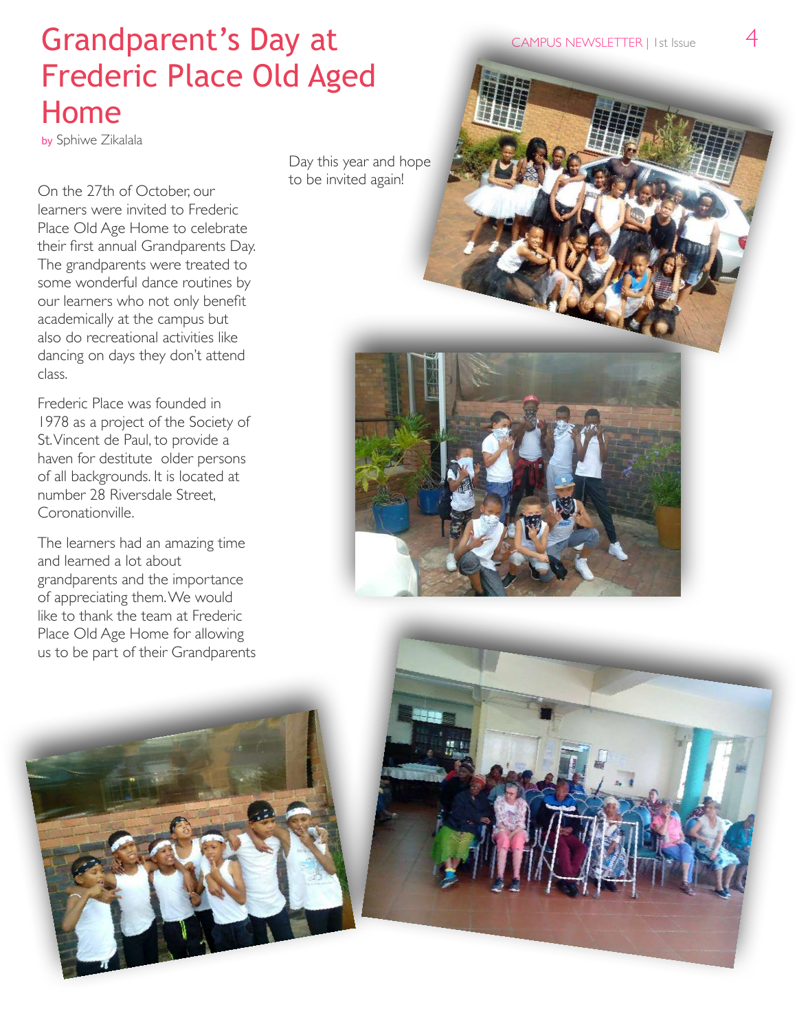# Grandparent's Day at Frederic Place Old Aged Home

by Sphiwe Zikalala

On the 27th of October, our learners were invited to Frederic Place Old Age Home to celebrate their first annual Grandparents Day. The grandparents were treated to some wonderful dance routines by our learners who not only benefit academically at the campus but also do recreational activities like dancing on days they don't attend class.

Frederic Place was founded in 1978 as a project of the Society of St. Vincent de Paul, to provide a haven for destitute older persons of all backgrounds. It is located at number 28 Riversdale Street, Coronationville.

The learners had an amazing time and learned a lot about grandparents and the importance of appreciating them. We would like to thank the team at Frederic Place Old Age Home for allowing us to be part of their Grandparents Day this year and hope to be invited again!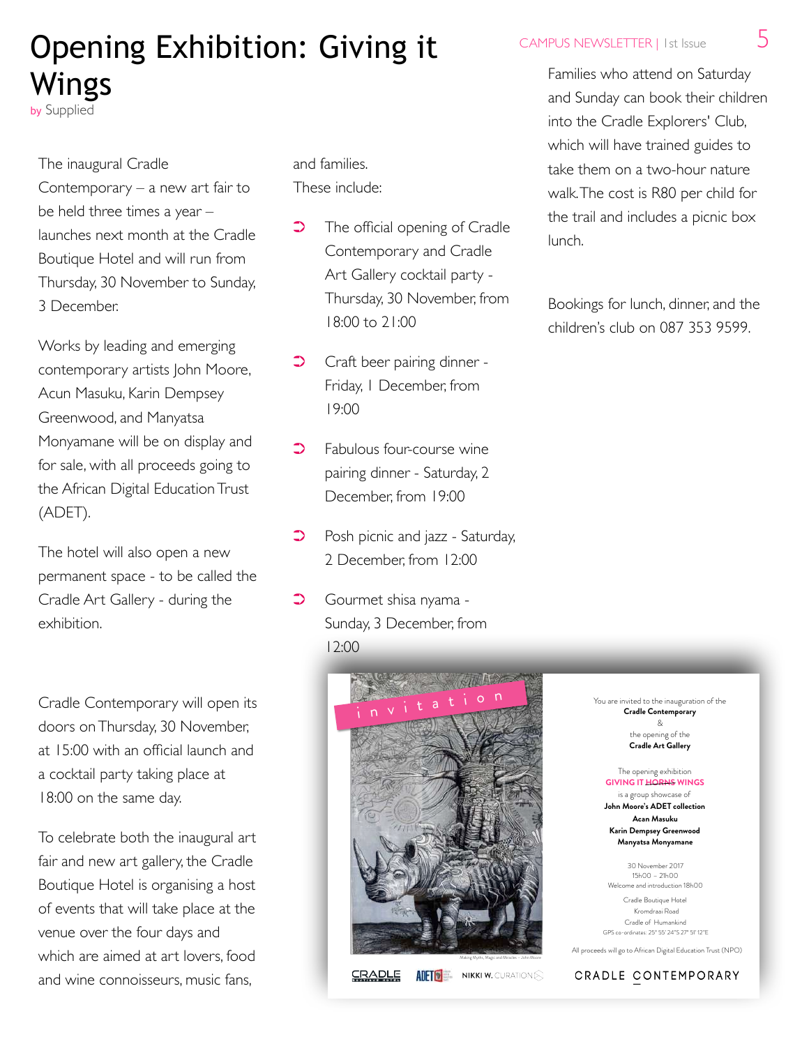# Opening Exhibition: Giving it Wings

by Supplied

The inaugural Cradle Contemporary – a new art fair to be held three times a year – launches next month at the Cradle Boutique Hotel and will run from Thursday, 30 November to Sunday, 3 December.

Works by leading and emerging contemporary artists John Moore, Acun Masuku, Karin Dempsey Greenwood, and Manyatsa Monyamane will be on display and for sale, with all proceeds going to the African Digital Education Trust (ADET).

The hotel will also open a new permanent space - to be called the Cradle Art Gallery - during the exhibition.

Cradle Contemporary will open its doors on Thursday, 30 November, at 15:00 with an official launch and a cocktail party taking place at 18:00 on the same day.

To celebrate both the inaugural art fair and new art gallery, the Cradle Boutique Hotel is organising a host of events that will take place at the venue over the four days and which are aimed at art lovers, food and wine connoisseurs, music fans, and families.

These include:

- The official opening of Cradle Contemporary and Cradle Art Gallery cocktail party - Thursday, 30 November, from 18:00 to 21:00
- Craft beer pairing dinner - Friday, 1 December, from 19:00
- Fabulous four-course wine pairing dinner - Saturday, 2 December, from 19:00
- Posh picnic and jazz - Saturday, 2 December, from 12:00
- Gourmet shisa nyama - Sunday, 3 December, from 12:00

Families who attend on Saturday and Sunday can book their children into the Cradle Explorers' Club, which will have trained guides to take them on a two-hour nature walk. The cost is R80 per child for the trail and includes a picnic box lunch.

Bookings for lunch, dinner, and the children's club on 087 353 9599.

invitation

You are invited to the inauguration of the
**Cradle Contemporary**
&
the opening of the
**Cradle Art Gallery**

The opening exhibition
**GIVING IT ~~HORNS~~ WINGS**
is a group showcase of
**John Moore's ADET collection**
**Acan Masuku**
**Karin Dempsey Greenwood**
**Manyatsa Monyamane**

30 November 2017
15h00 – 21h00
Welcome and introduction 18h00

Cradle Boutique Hotel
Kromdraai Road
Cradle of Humankind
GPS co-ordinates: 25° 55' 24"S 27° 51' 12"E

All proceeds will go to African Digital Education Trust (NPO)

Making Myths, Magic and Miracles – John Moore

CRADLE BOUTIQUE HOTEL | ADET | NIKKI W. CURATION | CRADLE CONTEMPORARY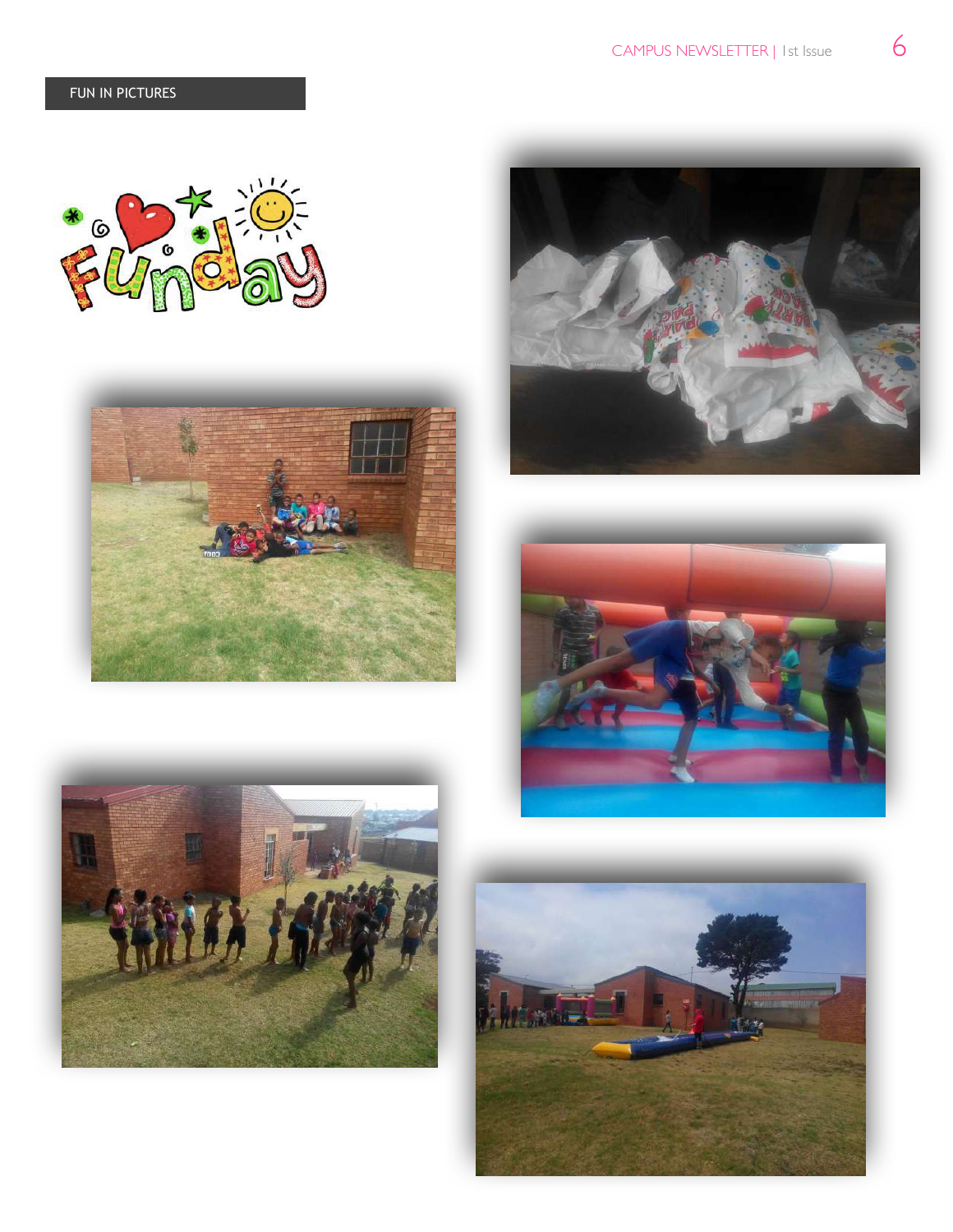## FUN IN PICTURES

Funday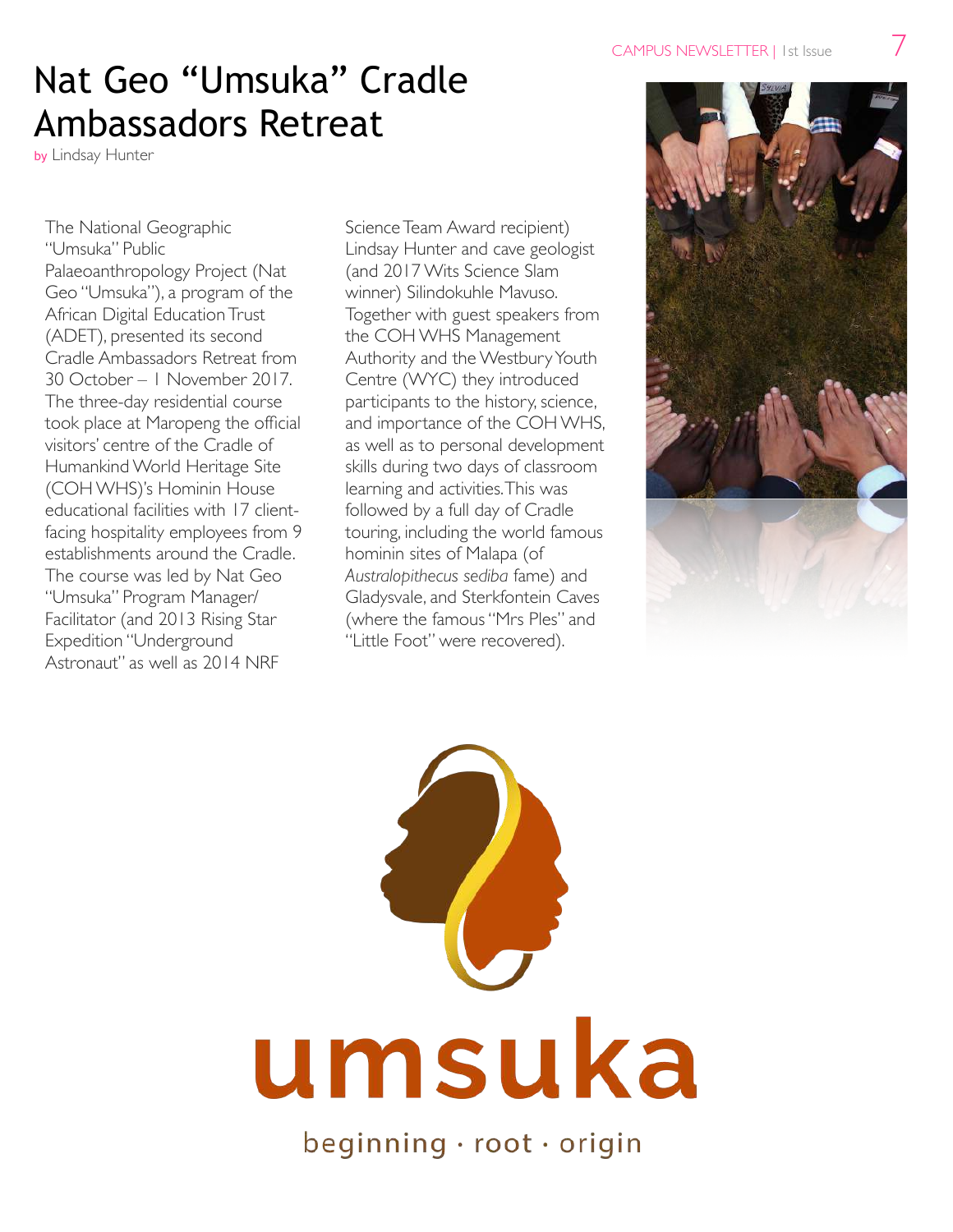# Nat Geo "Umsuka" Cradle Ambassadors Retreat

by Lindsay Hunter

The National Geographic "Umsuka" Public Palaeoanthropology Project (Nat Geo "Umsuka"), a program of the African Digital Education Trust (ADET), presented its second Cradle Ambassadors Retreat from 30 October – 1 November 2017. The three-day residential course took place at Maropeng the official visitors' centre of the Cradle of Humankind World Heritage Site (COH WHS)'s Hominin House educational facilities with 17 client-facing hospitality employees from 9 establishments around the Cradle. The course was led by Nat Geo "Umsuka" Program Manager/ Facilitator (and 2013 Rising Star Expedition "Underground Astronaut" as well as 2014 NRF Science Team Award recipient) Lindsay Hunter and cave geologist (and 2017 Wits Science Slam winner) Silindokuhle Mavuso. Together with guest speakers from the COH WHS Management Authority and the Westbury Youth Centre (WYC) they introduced participants to the history, science, and importance of the COH WHS, as well as to personal development skills during two days of classroom learning and activities. This was followed by a full day of Cradle touring, including the world famous hominin sites of Malapa (of *Australopithecus sediba* fame) and Gladysvale, and Sterkfontein Caves (where the famous "Mrs Ples" and "Little Foot" were recovered).

umsuka

beginning · root · origin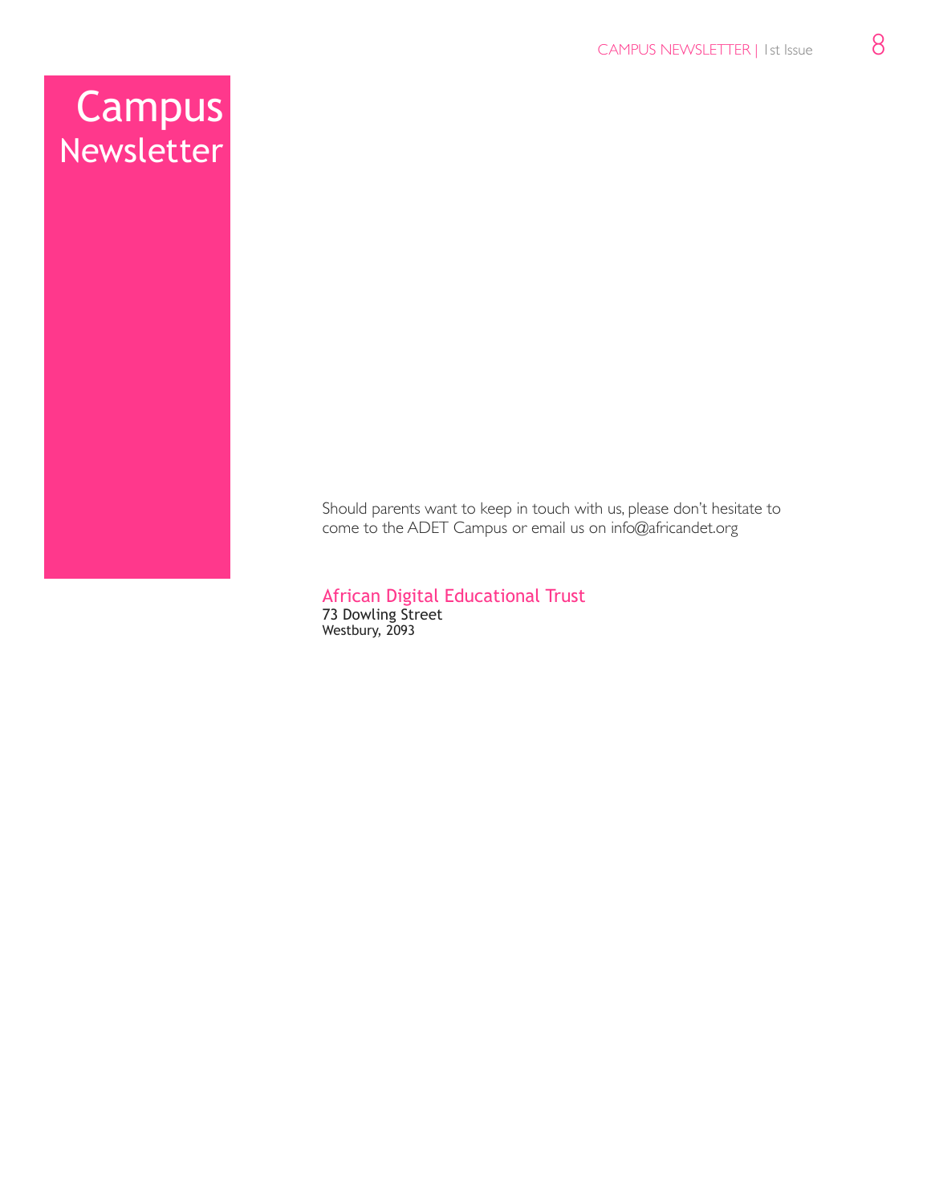# Campus Newsletter

Should parents want to keep in touch with us, please don't hesitate to come to the ADET Campus or email us on info@africandet.org

African Digital Educational Trust
73 Dowling Street
Westbury, 2093